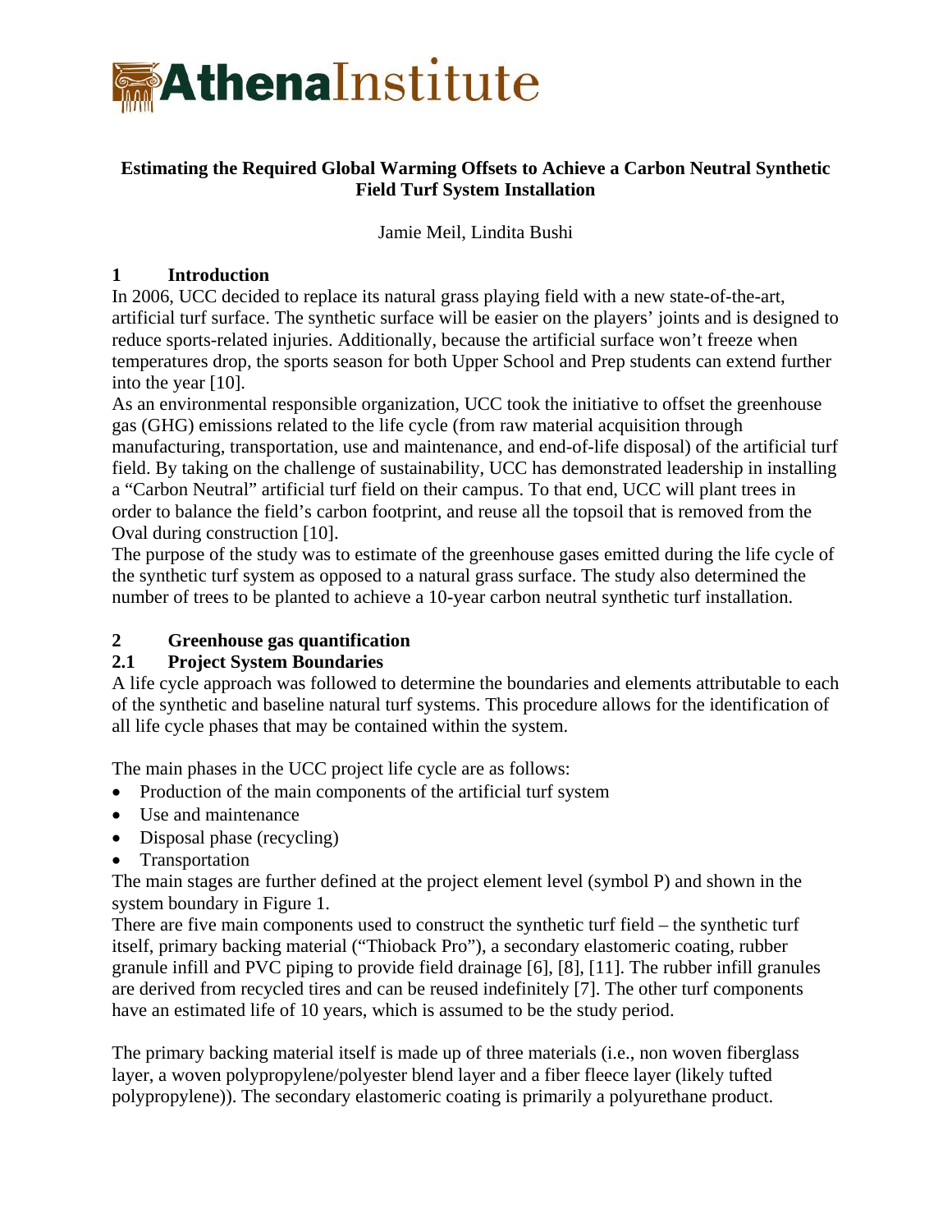# AthenaInstitute

**Estimating the Required Global Warming Offsets to Achieve a Carbon Neutral Synthetic Field Turf System Installation**

Jamie Meil, Lindita Bushi

## 1 Introduction

In 2006, UCC decided to replace its natural grass playing field with a new state-of-the-art, artificial turf surface. The synthetic surface will be easier on the players' joints and is designed to reduce sports-related injuries. Additionally, because the artificial surface won't freeze when temperatures drop, the sports season for both Upper School and Prep students can extend further into the year [10].

As an environmental responsible organization, UCC took the initiative to offset the greenhouse gas (GHG) emissions related to the life cycle (from raw material acquisition through manufacturing, transportation, use and maintenance, and end-of-life disposal) of the artificial turf field. By taking on the challenge of sustainability, UCC has demonstrated leadership in installing a "Carbon Neutral" artificial turf field on their campus. To that end, UCC will plant trees in order to balance the field's carbon footprint, and reuse all the topsoil that is removed from the Oval during construction [10].

The purpose of the study was to estimate of the greenhouse gases emitted during the life cycle of the synthetic turf system as opposed to a natural grass surface. The study also determined the number of trees to be planted to achieve a 10-year carbon neutral synthetic turf installation.

## 2 Greenhouse gas quantification

### 2.1 Project System Boundaries

A life cycle approach was followed to determine the boundaries and elements attributable to each of the synthetic and baseline natural turf systems. This procedure allows for the identification of all life cycle phases that may be contained within the system.

The main phases in the UCC project life cycle are as follows:

- Production of the main components of the artificial turf system
- Use and maintenance
- Disposal phase (recycling)
- Transportation

The main stages are further defined at the project element level (symbol P) and shown in the system boundary in Figure 1.

There are five main components used to construct the synthetic turf field – the synthetic turf itself, primary backing material ("Thioback Pro"), a secondary elastomeric coating, rubber granule infill and PVC piping to provide field drainage [6], [8], [11]. The rubber infill granules are derived from recycled tires and can be reused indefinitely [7]. The other turf components have an estimated life of 10 years, which is assumed to be the study period.

The primary backing material itself is made up of three materials (i.e., non woven fiberglass layer, a woven polypropylene/polyester blend layer and a fiber fleece layer (likely tufted polypropylene)). The secondary elastomeric coating is primarily a polyurethane product.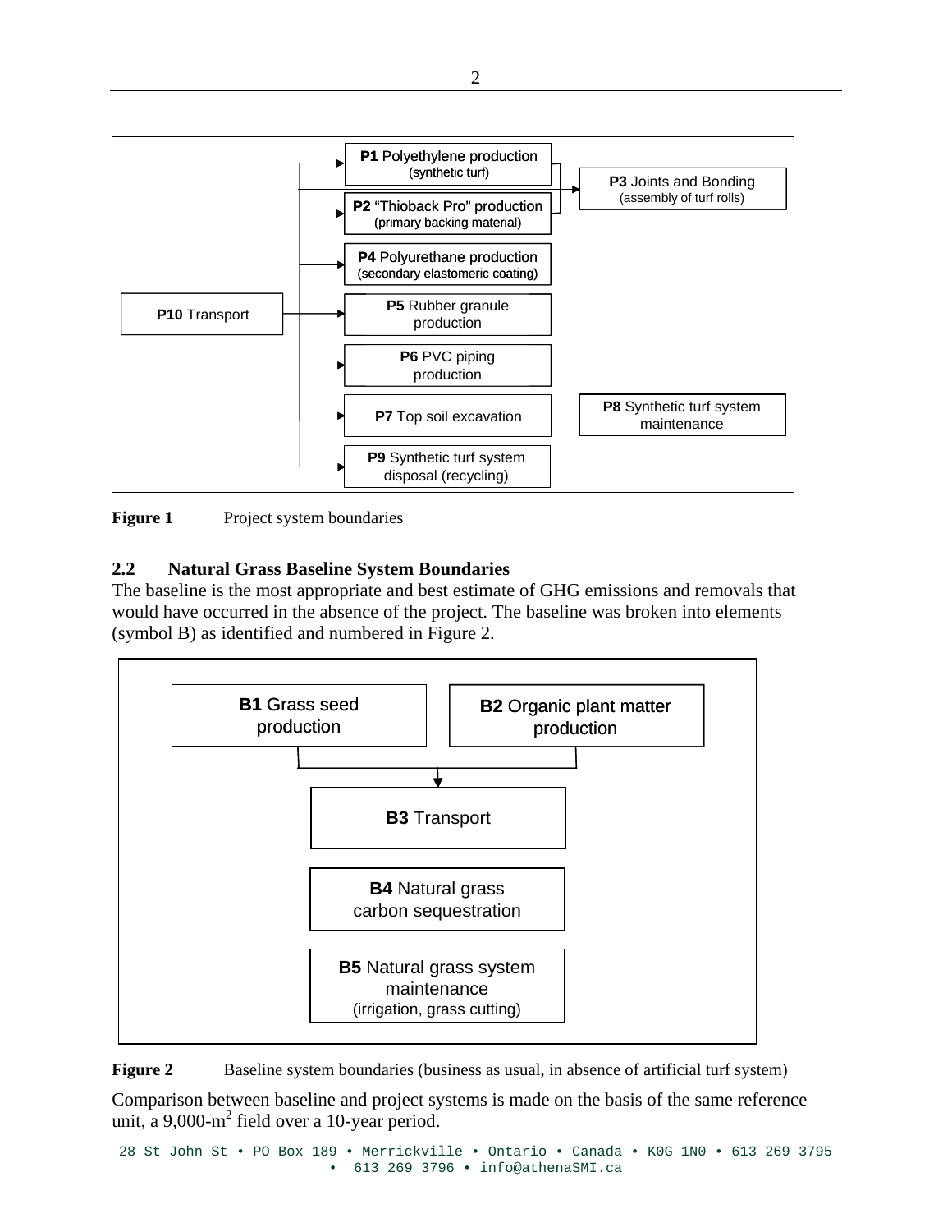P1 Polyethylene production (synthetic turf)

P2 "Thioback Pro" production (primary backing material)

P3 Joints and Bonding (assembly of turf rolls)

P4 Polyurethane production (secondary elastomeric coating)

P10 Transport

P5 Rubber granule production

P6 PVC piping production

P7 Top soil excavation

P8 Synthetic turf system maintenance

P9 Synthetic turf system disposal (recycling)

**Figure 1** Project system boundaries

## 2.2 Natural Grass Baseline System Boundaries

The baseline is the most appropriate and best estimate of GHG emissions and removals that would have occurred in the absence of the project. The baseline was broken into elements (symbol B) as identified and numbered in Figure 2.

B1 Grass seed production

B2 Organic plant matter production

B3 Transport

B4 Natural grass carbon sequestration

B5 Natural grass system maintenance (irrigation, grass cutting)

**Figure 2** Baseline system boundaries (business as usual, in absence of artificial turf system)

Comparison between baseline and project systems is made on the basis of the same reference unit, a 9,000-$m^2$ field over a 10-year period.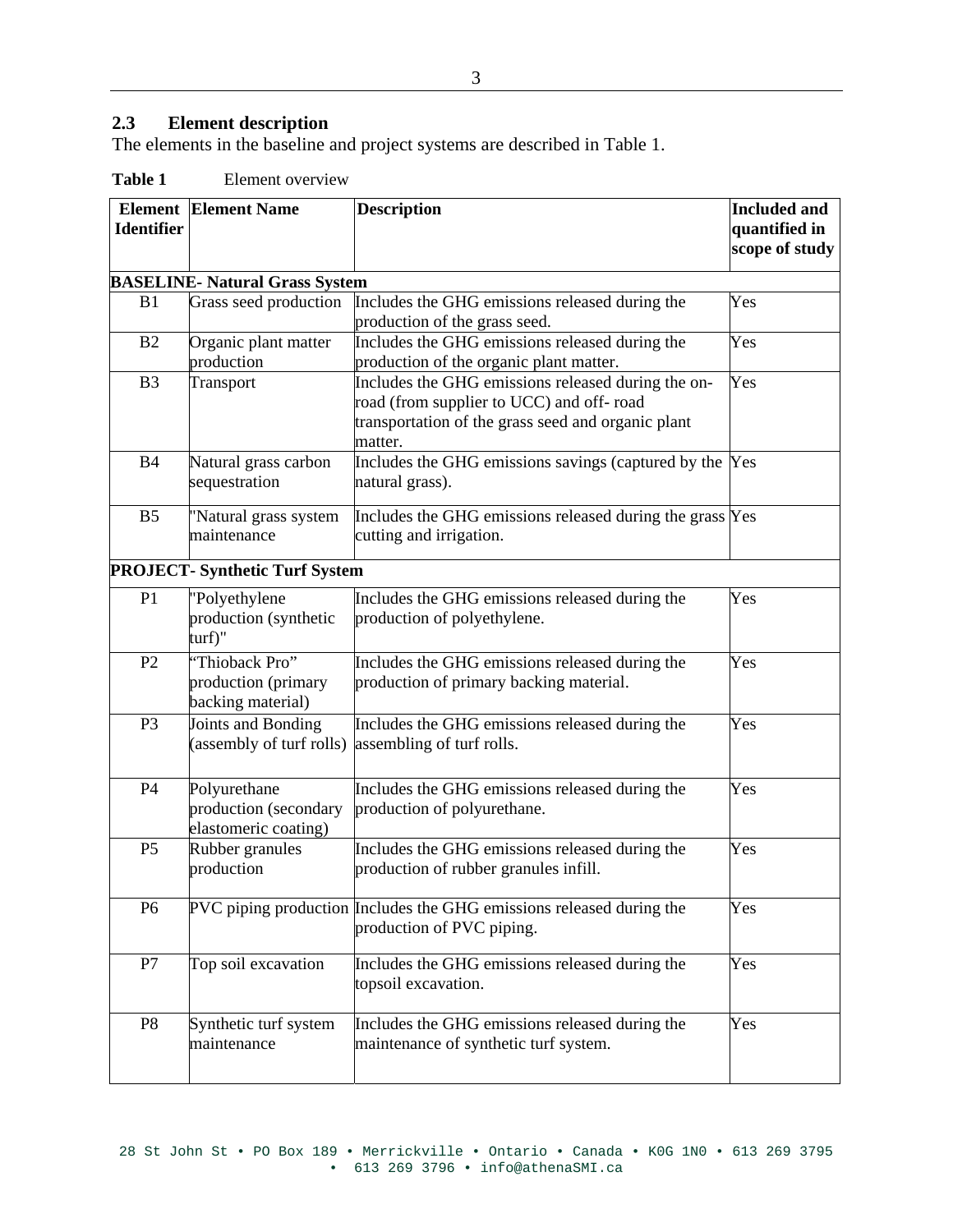## 2.3 Element description

The elements in the baseline and project systems are described in Table 1.

**Table 1** Element overview

| Element Identifier | Element Name | Description | Included and quantified in scope of study |
|---|---|---|---|
| **BASELINE- Natural Grass System** | | | |
| B1 | Grass seed production | Includes the GHG emissions released during the production of the grass seed. | Yes |
| B2 | Organic plant matter production | Includes the GHG emissions released during the production of the organic plant matter. | Yes |
| B3 | Transport | Includes the GHG emissions released during the on-road (from supplier to UCC) and off- road transportation of the grass seed and organic plant matter. | Yes |
| B4 | Natural grass carbon sequestration | Includes the GHG emissions savings (captured by the natural grass). | Yes |
| B5 | "Natural grass system maintenance | Includes the GHG emissions released during the grass cutting and irrigation. | Yes |
| **PROJECT- Synthetic Turf System** | | | |
| P1 | "Polyethylene production (synthetic turf)" | Includes the GHG emissions released during the production of polyethylene. | Yes |
| P2 | "Thioback Pro" production (primary backing material) | Includes the GHG emissions released during the production of primary backing material. | Yes |
| P3 | Joints and Bonding (assembly of turf rolls) | Includes the GHG emissions released during the assembling of turf rolls. | Yes |
| P4 | Polyurethane production (secondary elastomeric coating) | Includes the GHG emissions released during the production of polyurethane. | Yes |
| P5 | Rubber granules production | Includes the GHG emissions released during the production of rubber granules infill. | Yes |
| P6 | PVC piping production | Includes the GHG emissions released during the production of PVC piping. | Yes |
| P7 | Top soil excavation | Includes the GHG emissions released during the topsoil excavation. | Yes |
| P8 | Synthetic turf system maintenance | Includes the GHG emissions released during the maintenance of synthetic turf system. | Yes |

28 St John St • PO Box 189 • Merrickville • Ontario • Canada • K0G 1N0 • 613 269 3795 • 613 269 3796 • info@athenaSMI.ca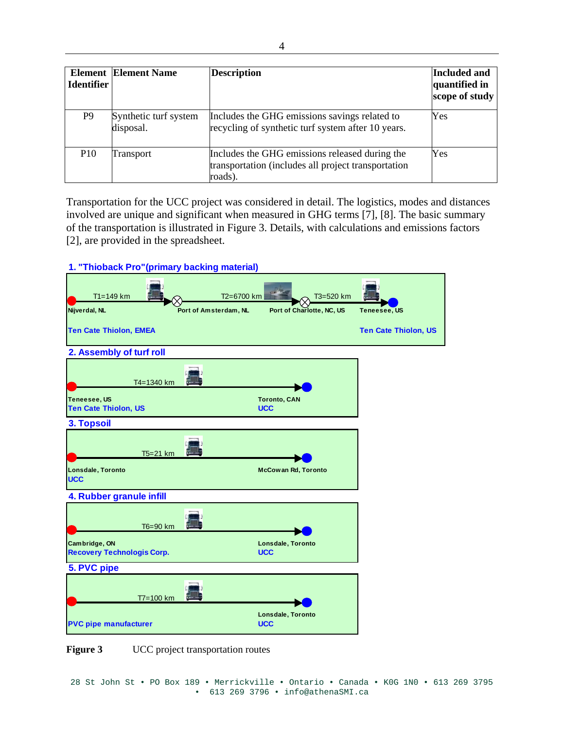| Element Identifier | Element Name | Description | Included and quantified in scope of study |
|---|---|---|---|
| P9 | Synthetic turf system disposal. | Includes the GHG emissions savings related to recycling of synthetic turf system after 10 years. | Yes |
| P10 | Transport | Includes the GHG emissions released during the transportation (includes all project transportation roads). | Yes |

Transportation for the UCC project was considered in detail. The logistics, modes and distances involved are unique and significant when measured in GHG terms [7], [8]. The basic summary of the transportation is illustrated in Figure 3. Details, with calculations and emissions factors [2], are provided in the spreadsheet.

**1. "Thioback Pro"(primary backing material)**

T1=149 km: Nijverdal, NL → Port of Amsterdam, NL
T2=6700 km: Port of Amsterdam, NL → Port of Charlotte, NC, US
T3=520 km: Port of Charlotte, NC, US → Teneesee, US

Ten Cate Thiolon, EMEA — Ten Cate Thiolon, US

**2. Assembly of turf roll**

T4=1340 km: Teneesee, US (Ten Cate Thiolon, US) → Toronto, CAN (UCC)

**3. Topsoil**

T5=21 km: Lonsdale, Toronto (UCC) → McCowan Rd, Toronto

**4. Rubber granule infill**

T6=90 km: Cambridge, ON (Recovery Technologis Corp.) → Lonsdale, Toronto (UCC)

**5. PVC pipe**

T7=100 km: PVC pipe manufacturer → Lonsdale, Toronto (UCC)

**Figure 3** UCC project transportation routes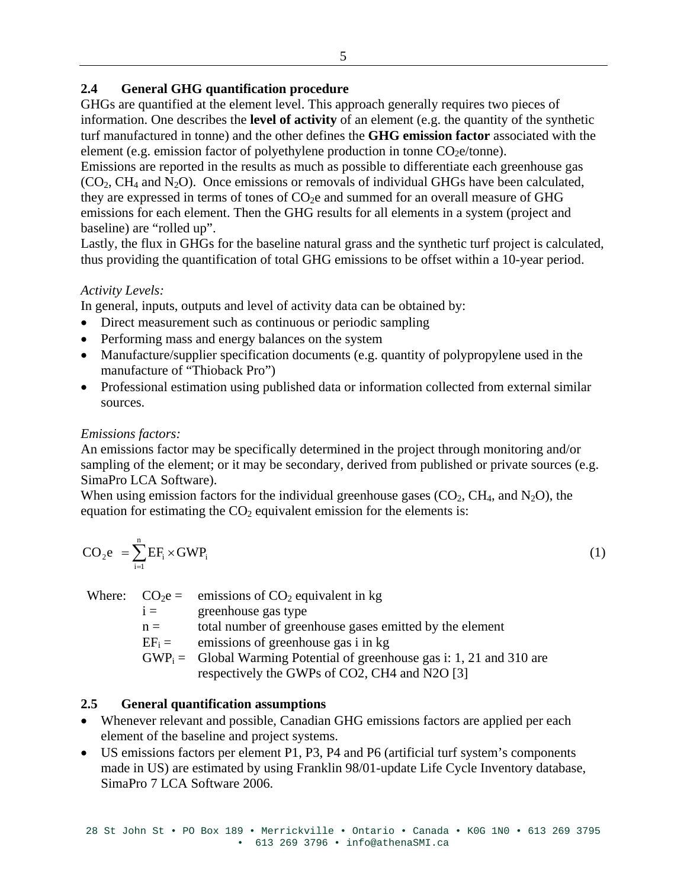## 2.4 General GHG quantification procedure

GHGs are quantified at the element level. This approach generally requires two pieces of information. One describes the **level of activity** of an element (e.g. the quantity of the synthetic turf manufactured in tonne) and the other defines the **GHG emission factor** associated with the element (e.g. emission factor of polyethylene production in tonne $CO_2$e/tonne).

Emissions are reported in the results as much as possible to differentiate each greenhouse gas ($CO_2$, $CH_4$ and $N_2O$). Once emissions or removals of individual GHGs have been calculated, they are expressed in terms of tones of $CO_2$e and summed for an overall measure of GHG emissions for each element. Then the GHG results for all elements in a system (project and baseline) are "rolled up".

Lastly, the flux in GHGs for the baseline natural grass and the synthetic turf project is calculated, thus providing the quantification of total GHG emissions to be offset within a 10-year period.

*Activity Levels:*

In general, inputs, outputs and level of activity data can be obtained by:

- Direct measurement such as continuous or periodic sampling
- Performing mass and energy balances on the system
- Manufacture/supplier specification documents (e.g. quantity of polypropylene used in the manufacture of "Thioback Pro")
- Professional estimation using published data or information collected from external similar sources.

*Emissions factors:*

An emissions factor may be specifically determined in the project through monitoring and/or sampling of the element; or it may be secondary, derived from published or private sources (e.g. SimaPro LCA Software).

When using emission factors for the individual greenhouse gases ($CO_2$, $CH_4$, and $N_2O$), the equation for estimating the $CO_2$ equivalent emission for the elements is:

$$CO_2e = \sum_{i=1}^{n} EF_i \times GWP_i \qquad (1)$$

Where:
- $CO_2e$ = emissions of $CO_2$ equivalent in kg
- $i$ = greenhouse gas type
- $n$ = total number of greenhouse gases emitted by the element
- $EF_i$ = emissions of greenhouse gas i in kg
- $GWP_i$ = Global Warming Potential of greenhouse gas i: 1, 21 and 310 are respectively the GWPs of CO2, CH4 and N2O [3]

## 2.5 General quantification assumptions

- Whenever relevant and possible, Canadian GHG emissions factors are applied per each element of the baseline and project systems.
- US emissions factors per element P1, P3, P4 and P6 (artificial turf system's components made in US) are estimated by using Franklin 98/01-update Life Cycle Inventory database, SimaPro 7 LCA Software 2006.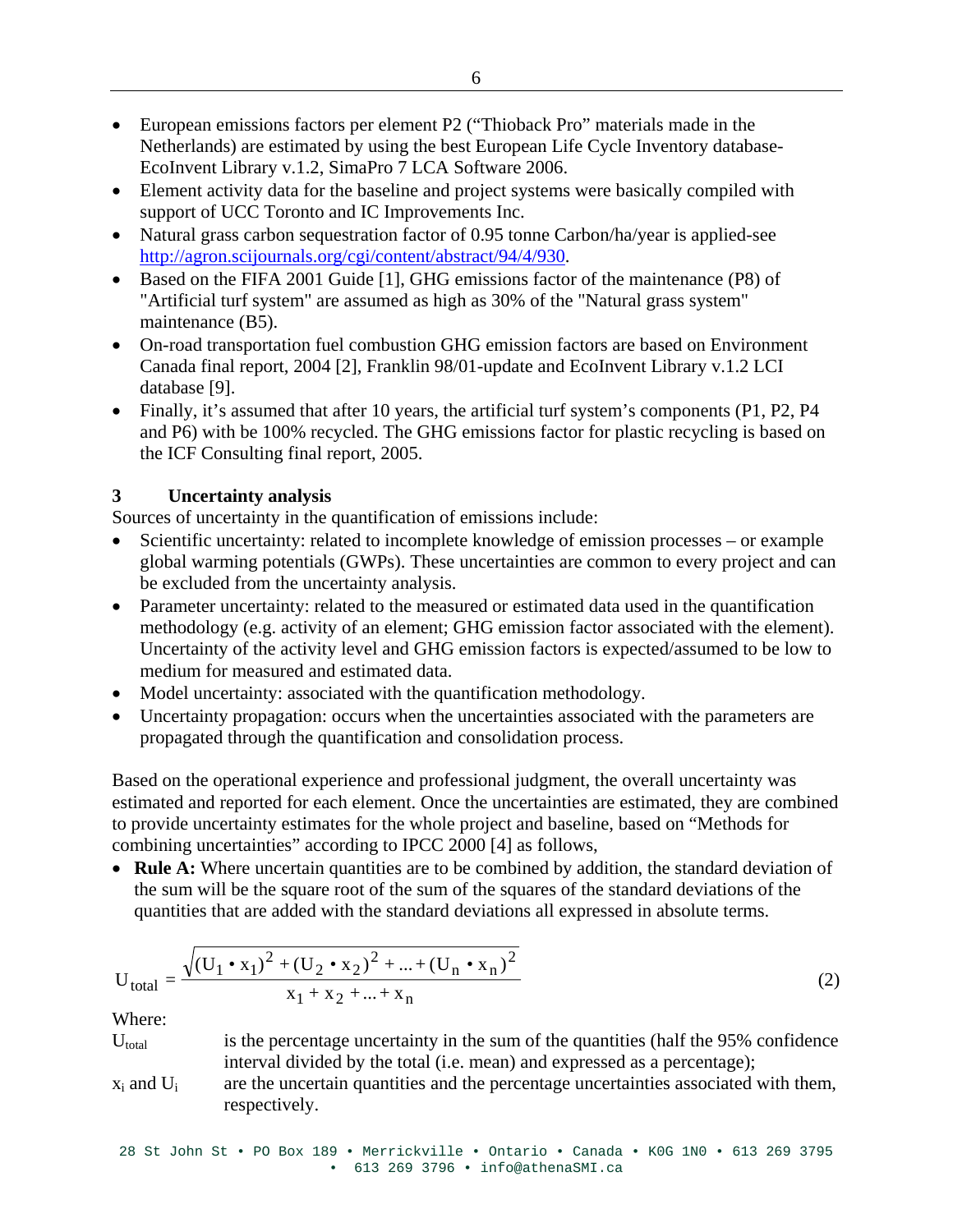- European emissions factors per element P2 (“Thioback Pro” materials made in the Netherlands) are estimated by using the best European Life Cycle Inventory database-EcoInvent Library v.1.2, SimaPro 7 LCA Software 2006.
- Element activity data for the baseline and project systems were basically compiled with support of UCC Toronto and IC Improvements Inc.
- Natural grass carbon sequestration factor of 0.95 tonne Carbon/ha/year is applied-see http://agron.scijournals.org/cgi/content/abstract/94/4/930.
- Based on the FIFA 2001 Guide [1], GHG emissions factor of the maintenance (P8) of "Artificial turf system" are assumed as high as 30% of the "Natural grass system" maintenance (B5).
- On-road transportation fuel combustion GHG emission factors are based on Environment Canada final report, 2004 [2], Franklin 98/01-update and EcoInvent Library v.1.2 LCI database [9].
- Finally, it’s assumed that after 10 years, the artificial turf system’s components (P1, P2, P4 and P6) with be 100% recycled. The GHG emissions factor for plastic recycling is based on the ICF Consulting final report, 2005.

## 3 Uncertainty analysis

Sources of uncertainty in the quantification of emissions include:

- Scientific uncertainty: related to incomplete knowledge of emission processes – or example global warming potentials (GWPs). These uncertainties are common to every project and can be excluded from the uncertainty analysis.
- Parameter uncertainty: related to the measured or estimated data used in the quantification methodology (e.g. activity of an element; GHG emission factor associated with the element). Uncertainty of the activity level and GHG emission factors is expected/assumed to be low to medium for measured and estimated data.
- Model uncertainty: associated with the quantification methodology.
- Uncertainty propagation: occurs when the uncertainties associated with the parameters are propagated through the quantification and consolidation process.

Based on the operational experience and professional judgment, the overall uncertainty was estimated and reported for each element. Once the uncertainties are estimated, they are combined to provide uncertainty estimates for the whole project and baseline, based on “Methods for combining uncertainties” according to IPCC 2000 [4] as follows,

- **Rule A:** Where uncertain quantities are to be combined by addition, the standard deviation of the sum will be the square root of the sum of the squares of the standard deviations of the quantities that are added with the standard deviations all expressed in absolute terms.

$$U_{total} = \frac{\sqrt{(U_1 \cdot x_1)^2 + (U_2 \cdot x_2)^2 + ... + (U_n \cdot x_n)^2}}{x_1 + x_2 + ... + x_n} \quad (2)$$

Where:

$U_{total}$ is the percentage uncertainty in the sum of the quantities (half the 95% confidence interval divided by the total (i.e. mean) and expressed as a percentage);

$x_i$ and $U_i$ are the uncertain quantities and the percentage uncertainties associated with them, respectively.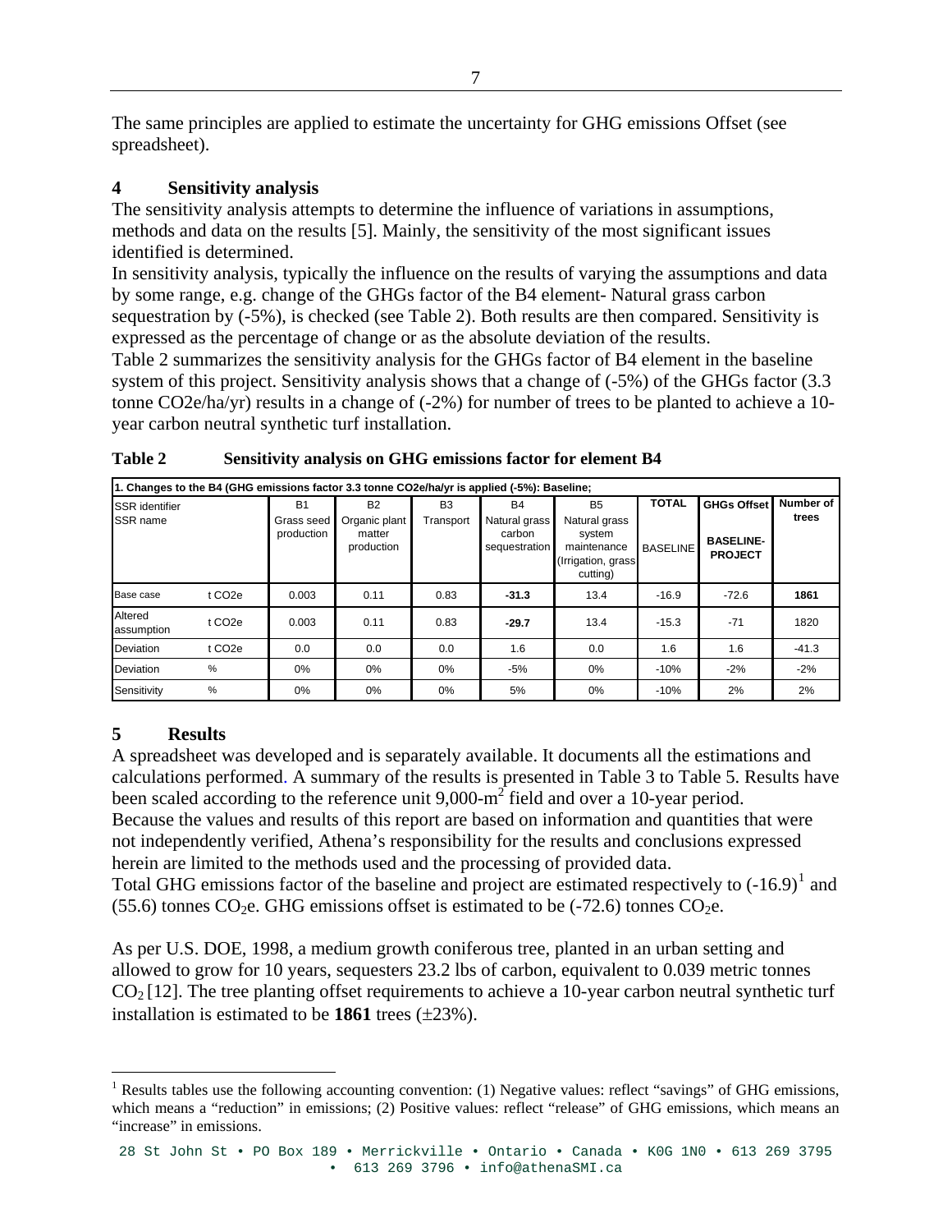The same principles are applied to estimate the uncertainty for GHG emissions Offset (see spreadsheet).

## 4 Sensitivity analysis

The sensitivity analysis attempts to determine the influence of variations in assumptions, methods and data on the results [5]. Mainly, the sensitivity of the most significant issues identified is determined.

In sensitivity analysis, typically the influence on the results of varying the assumptions and data by some range, e.g. change of the GHGs factor of the B4 element- Natural grass carbon sequestration by (-5%), is checked (see Table 2). Both results are then compared. Sensitivity is expressed as the percentage of change or as the absolute deviation of the results.

Table 2 summarizes the sensitivity analysis for the GHGs factor of B4 element in the baseline system of this project. Sensitivity analysis shows that a change of (-5%) of the GHGs factor (3.3 tonne CO2e/ha/yr) results in a change of (-2%) for number of trees to be planted to achieve a 10-year carbon neutral synthetic turf installation.

**Table 2 Sensitivity analysis on GHG emissions factor for element B4**

| 1. Changes to the B4 (GHG emissions factor 3.3 tonne CO2e/ha/yr is applied (-5%): Baseline; | | | | | | | | | |
|---|---|---|---|---|---|---|---|---|---|
| SSR identifier<br>SSR name | | B1<br>Grass seed production | B2<br>Organic plant matter production | B3<br>Transport | B4<br>Natural grass carbon sequestration | B5<br>Natural grass system maintenance (Irrigation, grass cutting) | TOTAL<br>BASELINE | GHGs Offset<br>BASELINE-PROJECT | Number of trees |
| Base case | t CO2e | 0.003 | 0.11 | 0.83 | **-31.3** | 13.4 | -16.9 | -72.6 | **1861** |
| Altered assumption | t CO2e | 0.003 | 0.11 | 0.83 | **-29.7** | 13.4 | -15.3 | -71 | 1820 |
| Deviation | t CO2e | 0.0 | 0.0 | 0.0 | 1.6 | 0.0 | 1.6 | 1.6 | -41.3 |
| Deviation | % | 0% | 0% | 0% | -5% | 0% | -10% | -2% | -2% |
| Sensitivity | % | 0% | 0% | 0% | 5% | 0% | -10% | 2% | 2% |

## 5 Results

A spreadsheet was developed and is separately available. It documents all the estimations and calculations performed. A summary of the results is presented in Table 3 to Table 5. Results have been scaled according to the reference unit 9,000-$m^2$ field and over a 10-year period.

Because the values and results of this report are based on information and quantities that were not independently verified, Athena's responsibility for the results and conclusions expressed herein are limited to the methods used and the processing of provided data.

Total GHG emissions factor of the baseline and project are estimated respectively to (-16.9)[1] and (55.6) tonnes $CO_2$e. GHG emissions offset is estimated to be (-72.6) tonnes $CO_2$e.

As per U.S. DOE, 1998, a medium growth coniferous tree, planted in an urban setting and allowed to grow for 10 years, sequesters 23.2 lbs of carbon, equivalent to 0.039 metric tonnes $CO_2$ [12]. The tree planting offset requirements to achieve a 10-year carbon neutral synthetic turf installation is estimated to be **1861** trees (±23%).

[1] Results tables use the following accounting convention: (1) Negative values: reflect "savings" of GHG emissions, which means a "reduction" in emissions; (2) Positive values: reflect "release" of GHG emissions, which means an "increase" in emissions.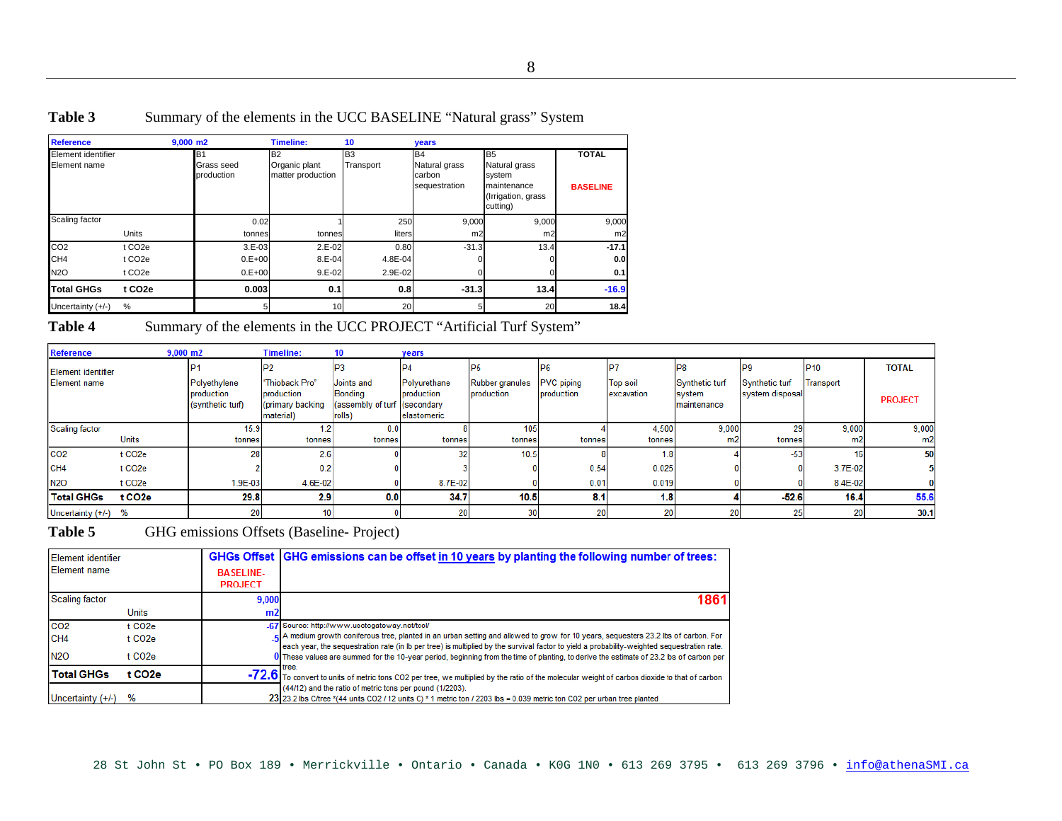**Table 3** Summary of the elements in the UCC BASELINE “Natural grass” System

| Reference | 9,000 m2 | Timeline: 10 | years | | | |
|---|---|---|---|---|---|---|
| Element identifier<br>Element name | B1<br>Grass seed production | B2<br>Organic plant matter production | B3<br>Transport | B4<br>Natural grass carbon sequestration | B5<br>Natural grass system maintenance (Irrigation, grass cutting) | TOTAL<br>BASELINE |
| Scaling factor | 0.02 | 1 | 250 | 9,000 | 9,000 | 9,000 |
| Units | tonnes | tonnes | liters | m2 | m2 | m2 |
| $CO_2$ (t CO2e) | 3.E-03 | 2.E-02 | 0.80 | -31.3 | 13.4 | -17.1 |
| $CH_4$ (t CO2e) | 0.E+00 | 8.E-04 | 4.8E-04 | 0 | 0 | 0.0 |
| $N_2O$ (t CO2e) | 0.E+00 | 9.E-02 | 2.9E-02 | 0 | 0 | 0.1 |
| **Total GHGs (t CO2e)** | **0.003** | **0.1** | **0.8** | **-31.3** | **13.4** | **-16.9** |
| Uncertainty (+/-) % | 5 | 10 | 20 | 5 | 20 | 18.4 |

**Table 4** Summary of the elements in the UCC PROJECT “Artificial Turf System”

| Reference | 9,000 m2 | Timeline: 10 | years | | | | | | | |
|---|---|---|---|---|---|---|---|---|---|---|
| Element identifier<br>Element name | P1<br>Polyethylene production (synthetic turf) | P2<br>"Thioback Pro" production (primary backing material) | P3<br>Joints and Bonding (assembly of turf rolls) | P4<br>Polyurethane production (secondary elastomeric | P5<br>Rubber granules production | P6<br>PVC piping production | P7<br>Top soil excavation | P8<br>Synthetic turf system maintenance | P9<br>Synthetic turf system disposal | P10<br>Transport | TOTAL<br>PROJECT |
| Scaling factor | 15.9 | 1.2 | 0.0 | 8 | 105 | 4 | 4,500 | 9,000 | 29 | 9,000 | 9,000 |
| Units | tonnes | tonnes | tonnes | tonnes | tonnes | tonnes | tonnes | m2 | tonnes | m2 | m2 |
| $CO_2$ (t CO2e) | 28 | 2.6 | 0 | 32 | 10.5 | 8 | 1.8 | 4 | -53 | 16 | 50 |
| $CH_4$ (t CO2e) | 2 | 0.2 | 0 | 3 | 0 | 0.54 | 0.025 | 0 | 0 | 3.7E-02 | 5 |
| $N_2O$ (t CO2e) | 1.9E-03 | 4.6E-02 | 0 | 8.7E-02 | 0 | 0.01 | 0.019 | 0 | 0 | 8.4E-02 | 0 |
| **Total GHGs (t CO2e)** | **29.8** | **2.9** | **0.0** | **34.7** | **10.5** | **8.1** | **1.8** | **4** | **-52.6** | **16.4** | **55.6** |
| Uncertainty (+/-) % | 20 | 10 | 0 | 20 | 30 | 20 | 20 | 20 | 25 | 20 | 30.1 |

**Table 5** GHG emissions Offsets (Baseline- Project)

| Element identifier<br>Element name | GHGs Offset<br>BASELINE-PROJECT | GHG emissions can be offset in 10 years by planting the following number of trees: |
|---|---|---|
| Scaling factor (Units) | 9,000 m2 | **1861** |
| $CO_2$ (t CO2e) | -67 | Source: http://www.usctcgateway.net/tool/ |
| $CH_4$ (t CO2e) | -5 | A medium growth coniferous tree, planted in an urban setting and allowed to grow for 10 years, sequesters 23.2 lbs of carbon. For each year, the sequestration rate (in lb per tree) is multiplied by the survival factor to yield a probability-weighted sequestration rate. |
| $N_2O$ (t CO2e) | 0 | These values are summed for the 10-year period, beginning from the time of planting, to derive the estimate of 23.2 lbs of carbon per tree. |
| **Total GHGs (t CO2e)** | **-72.6** | To convert to units of metric tons CO2 per tree, we multiplied by the ratio of the molecular weight of carbon dioxide to that of carbon (44/12) and the ratio of metric tons per pound (1/2203). |
| Uncertainty (+/-) % | 23 | 23.2 lbs C/tree *(44 units CO2 / 12 units C) * 1 metric ton / 2203 lbs = 0.039 metric ton CO2 per urban tree planted |

28 St John St • PO Box 189 • Merrickville • Ontario • Canada • K0G 1N0 • 613 269 3795 • 613 269 3796 • info@athenaSMI.ca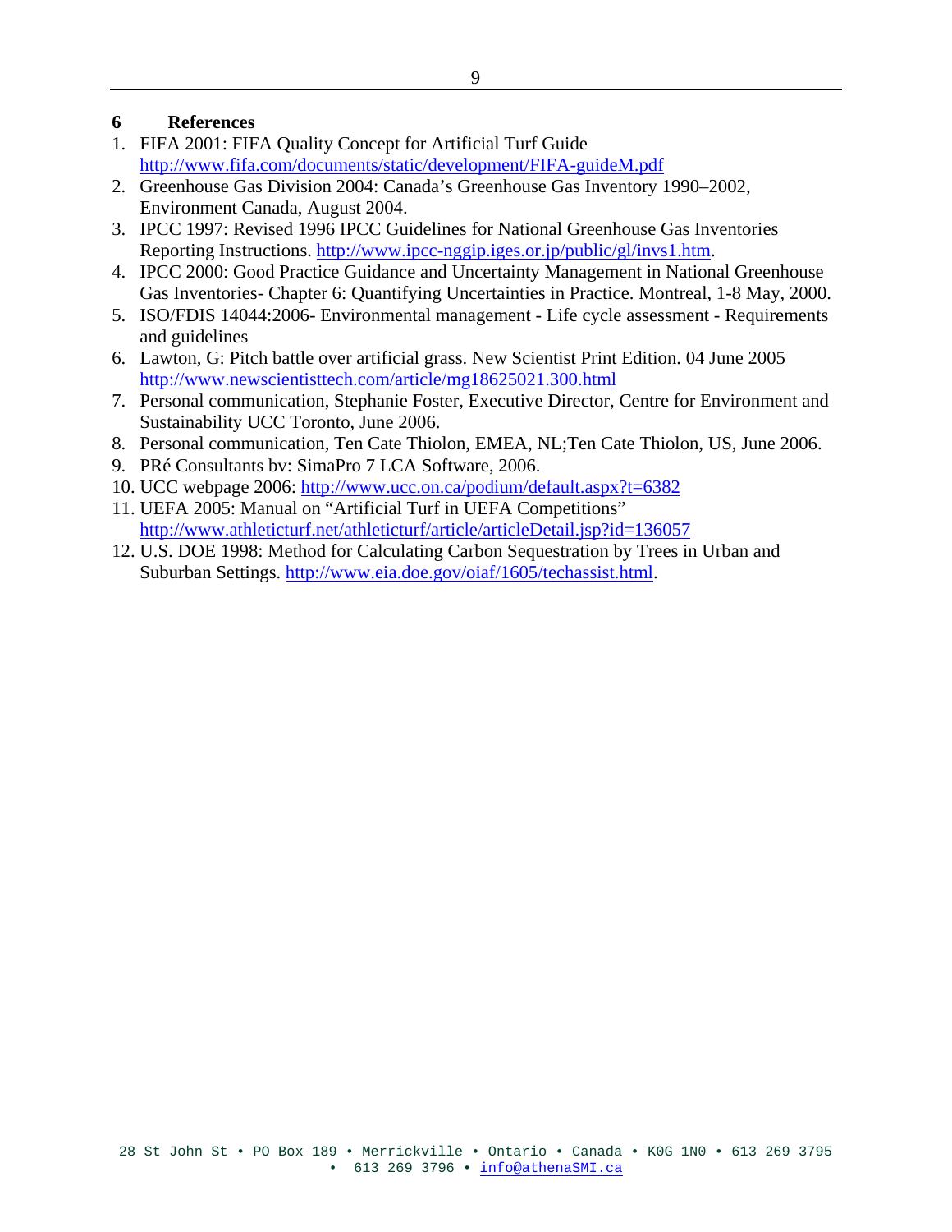# 6 References

1. FIFA 2001: FIFA Quality Concept for Artificial Turf Guide http://www.fifa.com/documents/static/development/FIFA-guideM.pdf
2. Greenhouse Gas Division 2004: Canada's Greenhouse Gas Inventory 1990–2002, Environment Canada, August 2004.
3. IPCC 1997: Revised 1996 IPCC Guidelines for National Greenhouse Gas Inventories Reporting Instructions. http://www.ipcc-nggip.iges.or.jp/public/gl/invs1.htm.
4. IPCC 2000: Good Practice Guidance and Uncertainty Management in National Greenhouse Gas Inventories- Chapter 6: Quantifying Uncertainties in Practice. Montreal, 1-8 May, 2000.
5. ISO/FDIS 14044:2006- Environmental management - Life cycle assessment - Requirements and guidelines
6. Lawton, G: Pitch battle over artificial grass. New Scientist Print Edition. 04 June 2005 http://www.newscientisttech.com/article/mg18625021.300.html
7. Personal communication, Stephanie Foster, Executive Director, Centre for Environment and Sustainability UCC Toronto, June 2006.
8. Personal communication, Ten Cate Thiolon, EMEA, NL;Ten Cate Thiolon, US, June 2006.
9. PRé Consultants bv: SimaPro 7 LCA Software, 2006.
10. UCC webpage 2006: http://www.ucc.on.ca/podium/default.aspx?t=6382
11. UEFA 2005: Manual on "Artificial Turf in UEFA Competitions" http://www.athleticturf.net/athleticturf/article/articleDetail.jsp?id=136057
12. U.S. DOE 1998: Method for Calculating Carbon Sequestration by Trees in Urban and Suburban Settings. http://www.eia.doe.gov/oiaf/1605/techassist.html.

28 St John St • PO Box 189 • Merrickville • Ontario • Canada • K0G 1N0 • 613 269 3795 • 613 269 3796 • info@athenaSMI.ca